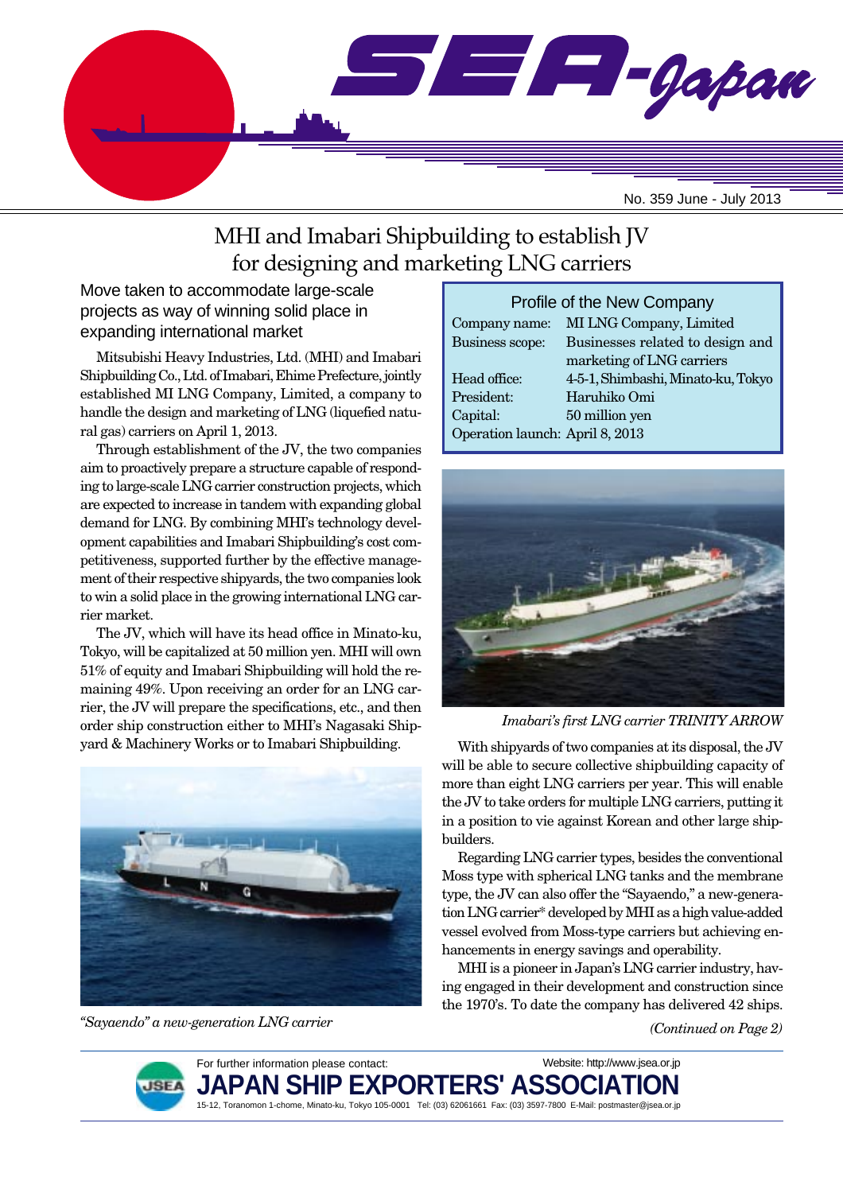# SEA-Japan

No. 359 June - July 2013

## MHI and Imabari Shipbuilding to establish JV for designing and marketing LNG carriers

### Move taken to accommodate large-scale projects as way of winning solid place in expanding international market

Mitsubishi Heavy Industries, Ltd. (MHI) and Imabari Shipbuilding Co., Ltd. of Imabari, Ehime Prefecture, jointly established MI LNG Company, Limited, a company to handle the design and marketing of LNG (liquefied natural gas) carriers on April 1, 2013.

Through establishment of the JV, the two companies aim to proactively prepare a structure capable of responding to large-scale LNG carrier construction projects, which are expected to increase in tandem with expanding global demand for LNG. By combining MHI's technology development capabilities and Imabari Shipbuilding's cost competitiveness, supported further by the effective management of their respective shipyards, the two companies look to win a solid place in the growing international LNG carrier market.

The JV, which will have its head office in Minato-ku, Tokyo, will be capitalized at 50 million yen. MHI will own 51% of equity and Imabari Shipbuilding will hold the remaining 49%. Upon receiving an order for an LNG carrier, the JV will prepare the specifications, etc., and then order ship construction either to MHI's Nagasaki Shipyard & Machinery Works or to Imabari Shipbuilding.

*"Sayaendo" a new-generation LNG carrier*

**Profile of the New Company**

| | |
|---|---|
| Company name: | MI LNG Company, Limited |
| Business scope: | Businesses related to design and marketing of LNG carriers |
| Head office: | 4-5-1, Shimbashi, Minato-ku, Tokyo |
| President: | Haruhiko Omi |
| Capital: | 50 million yen |
| Operation launch: | April 8, 2013 |

*Imabari's first LNG carrier TRINITY ARROW*

With shipyards of two companies at its disposal, the JV will be able to secure collective shipbuilding capacity of more than eight LNG carriers per year. This will enable the JV to take orders for multiple LNG carriers, putting it in a position to vie against Korean and other large shipbuilders.

Regarding LNG carrier types, besides the conventional Moss type with spherical LNG tanks and the membrane type, the JV can also offer the "Sayaendo," a new-generation LNG carrier* developed by MHI as a high value-added vessel evolved from Moss-type carriers but achieving enhancements in energy savings and operability.

MHI is a pioneer in Japan's LNG carrier industry, having engaged in their development and construction since the 1970's. To date the company has delivered 42 ships.

*(Continued on Page 2)*

For further information please contact: Website: http://www.jsea.or.jp

**JAPAN SHIP EXPORTERS' ASSOCIATION**

15-12, Toranomon 1-chome, Minato-ku, Tokyo 105-0001 Tel: (03) 62061661 Fax: (03) 3597-7800 E-Mail: postmaster@jsea.or.jp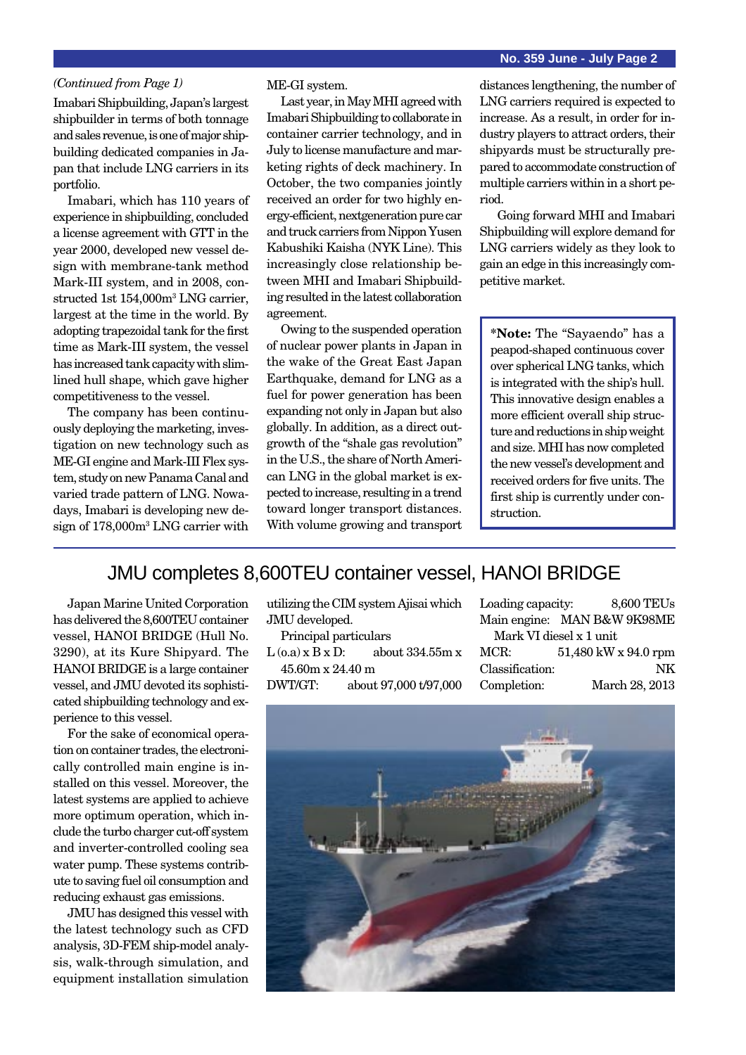*(Continued from Page 1)*

Imabari Shipbuilding, Japan's largest shipbuilder in terms of both tonnage and sales revenue, is one of major shipbuilding dedicated companies in Japan that include LNG carriers in its portfolio.

Imabari, which has 110 years of experience in shipbuilding, concluded a license agreement with GTT in the year 2000, developed new vessel design with membrane-tank method Mark-III system, and in 2008, constructed 1st 154,000m$^3$ LNG carrier, largest at the time in the world. By adopting trapezoidal tank for the first time as Mark-III system, the vessel has increased tank capacity with slimlined hull shape, which gave higher competitiveness to the vessel.

The company has been continuously deploying the marketing, investigation on new technology such as ME-GI engine and Mark-III Flex system, study on new Panama Canal and varied trade pattern of LNG. Nowadays, Imabari is developing new design of 178,000m$^3$ LNG carrier with ME-GI system.

Last year, in May MHI agreed with Imabari Shipbuilding to collaborate in container carrier technology, and in July to license manufacture and marketing rights of deck machinery. In October, the two companies jointly received an order for two highly energy-efficient, nextgeneration pure car and truck carriers from Nippon Yusen Kabushiki Kaisha (NYK Line). This increasingly close relationship between MHI and Imabari Shipbuilding resulted in the latest collaboration agreement.

Owing to the suspended operation of nuclear power plants in Japan in the wake of the Great East Japan Earthquake, demand for LNG as a fuel for power generation has been expanding not only in Japan but also globally. In addition, as a direct outgrowth of the "shale gas revolution" in the U.S., the share of North American LNG in the global market is expected to increase, resulting in a trend toward longer transport distances. With volume growing and transport distances lengthening, the number of LNG carriers required is expected to increase. As a result, in order for industry players to attract orders, their shipyards must be structurally prepared to accommodate construction of multiple carriers within in a short period.

Going forward MHI and Imabari Shipbuilding will explore demand for LNG carriers widely as they look to gain an edge in this increasingly competitive market.

**\*Note:** The "Sayaendo" has a peapod-shaped continuous cover over spherical LNG tanks, which is integrated with the ship's hull. This innovative design enables a more efficient overall ship structure and reductions in ship weight and size. MHI has now completed the new vessel's development and received orders for five units. The first ship is currently under construction.

## JMU completes 8,600TEU container vessel, HANOI BRIDGE

Japan Marine United Corporation has delivered the 8,600TEU container vessel, HANOI BRIDGE (Hull No. 3290), at its Kure Shipyard. The HANOI BRIDGE is a large container vessel, and JMU devoted its sophisticated shipbuilding technology and experience to this vessel.

For the sake of economical operation on container trades, the electronically controlled main engine is installed on this vessel. Moreover, the latest systems are applied to achieve more optimum operation, which include the turbo charger cut-off system and inverter-controlled cooling sea water pump. These systems contribute to saving fuel oil consumption and reducing exhaust gas emissions.

JMU has designed this vessel with the latest technology such as CFD analysis, 3D-FEM ship-model analysis, walk-through simulation, and equipment installation simulation utilizing the CIM system Ajisai which JMU developed.

Principal particulars

| | |
|---|---|
| L (o.a) x B x D: | about 334.55m x 45.60m x 24.40 m |
| DWT/GT: | about 97,000 t/97,000 |
| Loading capacity: | 8,600 TEUs |
| Main engine: | MAN B&W 9K98ME Mark VI diesel x 1 unit |
| MCR: | 51,480 kW x 94.0 rpm |
| Classification: | NK |
| Completion: | March 28, 2013 |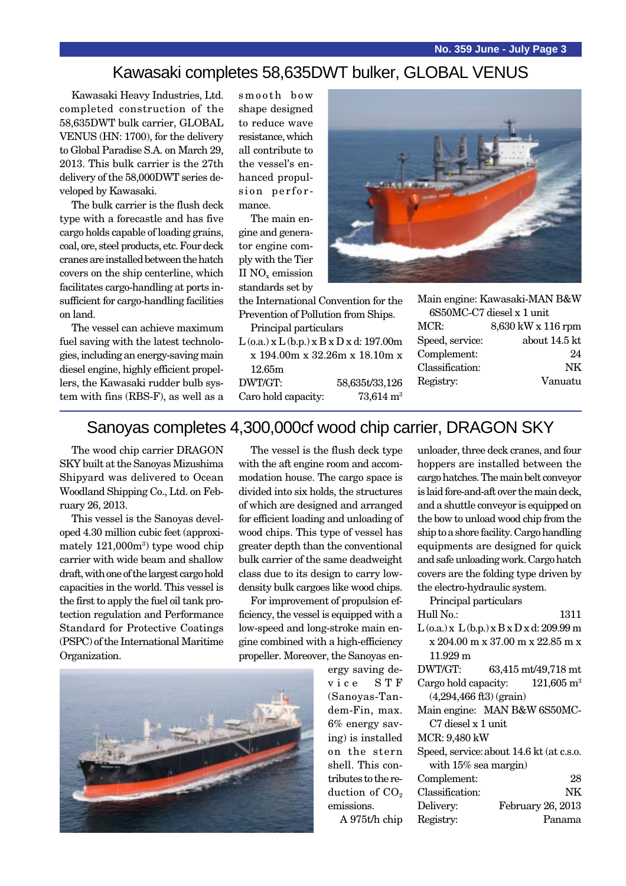# Kawasaki completes 58,635DWT bulker, GLOBAL VENUS

Kawasaki Heavy Industries, Ltd. completed construction of the 58,635DWT bulk carrier, GLOBAL VENUS (HN: 1700), for the delivery to Global Paradise S.A. on March 29, 2013. This bulk carrier is the 27th delivery of the 58,000DWT series developed by Kawasaki.

The bulk carrier is the flush deck type with a forecastle and has five cargo holds capable of loading grains, coal, ore, steel products, etc. Four deck cranes are installed between the hatch covers on the ship centerline, which facilitates cargo-handling at ports insufficient for cargo-handling facilities on land.

The vessel can achieve maximum fuel saving with the latest technologies, including an energy-saving main diesel engine, highly efficient propellers, the Kawasaki rudder bulb system with fins (RBS-F), as well as a smooth bow shape designed to reduce wave resistance, which all contribute to the vessel's enhanced propulsion performance.

The main engine and generator engine comply with the Tier II $NO_x$ emission standards set by the International Convention for the Prevention of Pollution from Ships.

Principal particulars

L (o.a.) x L (b.p.) x B x D x d: 197.00m x 194.00m x 32.26m x 18.10m x 12.65m

DWT/GT: 58,635t/33,126

Caro hold capacity: 73,614 $m^3$

Main engine: Kawasaki-MAN B&W 6S50MC-C7 diesel x 1 unit

MCR: 8,630 kW x 116 rpm

Speed, service: about 14.5 kt

Complement: 24

Classification: NK

Registry: Vanuatu

# Sanoyas completes 4,300,000cf wood chip carrier, DRAGON SKY

The wood chip carrier DRAGON SKY built at the Sanoyas Mizushima Shipyard was delivered to Ocean Woodland Shipping Co., Ltd. on February 26, 2013.

This vessel is the Sanoyas developed 4.30 million cubic feet (approximately 121,000$m^3$) type wood chip carrier with wide beam and shallow draft, with one of the largest cargo hold capacities in the world. This vessel is the first to apply the fuel oil tank protection regulation and Performance Standard for Protective Coatings (PSPC) of the International Maritime Organization.

The vessel is the flush deck type with the aft engine room and accommodation house. The cargo space is divided into six holds, the structures of which are designed and arranged for efficient loading and unloading of wood chips. This type of vessel has greater depth than the conventional bulk carrier of the same deadweight class due to its design to carry low-density bulk cargoes like wood chips.

For improvement of propulsion efficiency, the vessel is equipped with a low-speed and long-stroke main engine combined with a high-efficiency propeller. Moreover, the Sanoyas energy saving device STF (Sanoyas-Tandem-Fin, max. 6% energy saving) is installed on the stern shell. This contributes to the reduction of $CO_2$ emissions.

A 975t/h chip unloader, three deck cranes, and four hoppers are installed between the cargo hatches. The main belt conveyor is laid fore-and-aft over the main deck, and a shuttle conveyor is equipped on the bow to unload wood chip from the ship to a shore facility. Cargo handling equipments are designed for quick and safe unloading work. Cargo hatch covers are the folding type driven by the electro-hydraulic system.

Principal particulars

Hull No.: 1311

L (o.a.) x L (b.p.) x B x D x d: 209.99 m x 204.00 m x 37.00 m x 22.85 m x 11.929 m

DWT/GT: 63,415 mt/49,718 mt

Cargo hold capacity: 121,605 $m^3$ (4,294,466 ft3) (grain)

Main engine: MAN B&W 6S50MC-C7 diesel x 1 unit

MCR: 9,480 kW

Speed, service: about 14.6 kt (at c.s.o. with 15% sea margin)

Complement: 28

Classification: NK

Delivery: February 26, 2013

Registry: Panama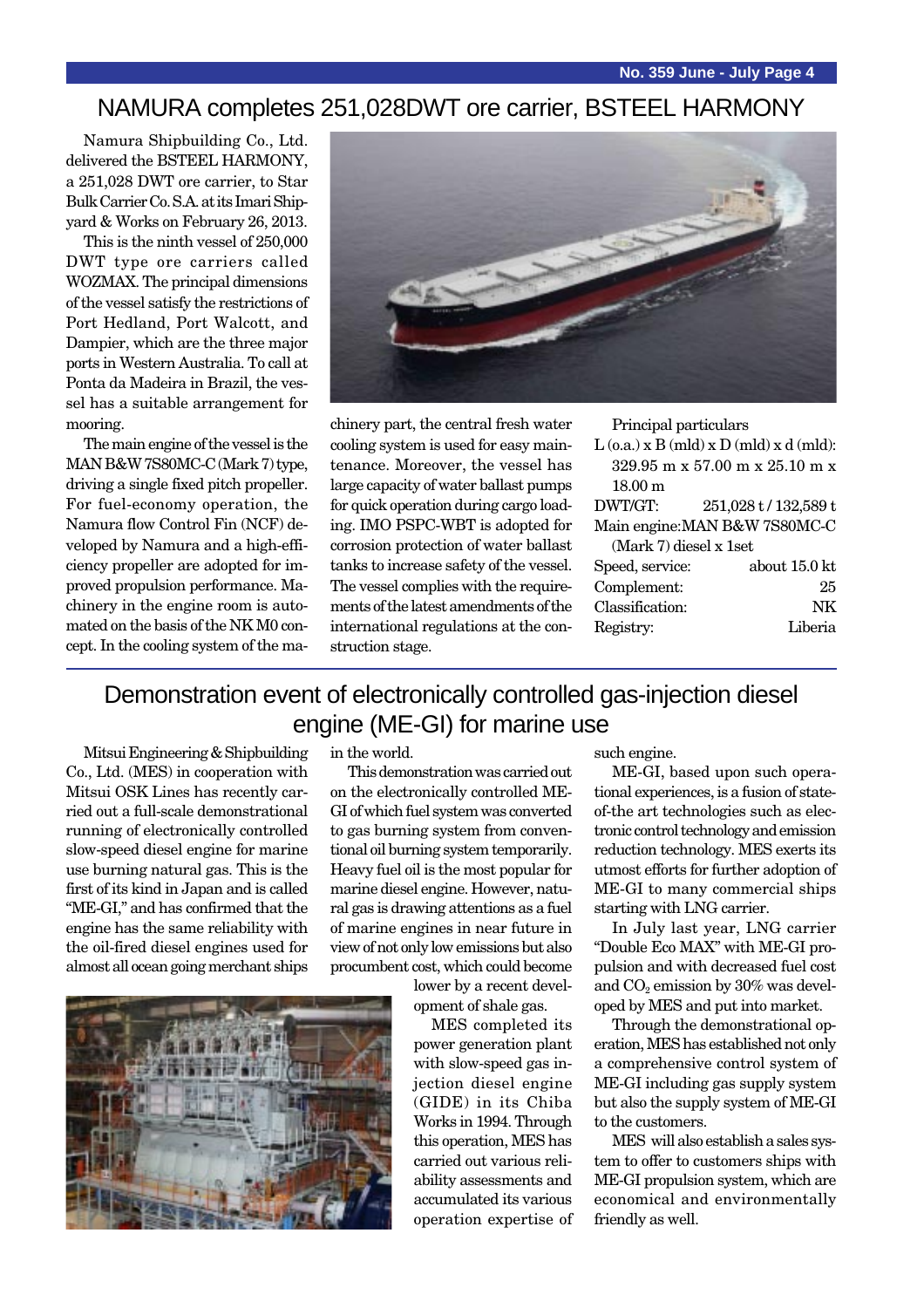## NAMURA completes 251,028DWT ore carrier, BSTEEL HARMONY

Namura Shipbuilding Co., Ltd. delivered the BSTEEL HARMONY, a 251,028 DWT ore carrier, to Star Bulk Carrier Co. S.A. at its Imari Shipyard & Works on February 26, 2013.

This is the ninth vessel of 250,000 DWT type ore carriers called WOZMAX. The principal dimensions of the vessel satisfy the restrictions of Port Hedland, Port Walcott, and Dampier, which are the three major ports in Western Australia. To call at Ponta da Madeira in Brazil, the vessel has a suitable arrangement for mooring.

The main engine of the vessel is the MAN B&W 7S80MC-C (Mark 7) type, driving a single fixed pitch propeller. For fuel-economy operation, the Namura flow Control Fin (NCF) developed by Namura and a high-efficiency propeller are adopted for improved propulsion performance. Machinery in the engine room is automated on the basis of the NK M0 concept. In the cooling system of the machinery part, the central fresh water cooling system is used for easy maintenance. Moreover, the vessel has large capacity of water ballast pumps for quick operation during cargo loading. IMO PSPC-WBT is adopted for corrosion protection of water ballast tanks to increase safety of the vessel. The vessel complies with the requirements of the latest amendments of the international regulations at the construction stage.

Principal particulars

L (o.a.) x B (mld) x D (mld) x d (mld): 329.95 m x 57.00 m x 25.10 m x 18.00 m

| | |
|---|---|
| DWT/GT: | 251,028 t / 132,589 t |
| Main engine: | MAN B&W 7S80MC-C (Mark 7) diesel x 1set |
| Speed, service: | about 15.0 kt |
| Complement: | 25 |
| Classification: | NK |
| Registry: | Liberia |

## Demonstration event of electronically controlled gas-injection diesel engine (ME-GI) for marine use

Mitsui Engineering & Shipbuilding Co., Ltd. (MES) in cooperation with Mitsui OSK Lines has recently carried out a full-scale demonstrational running of electronically controlled slow-speed diesel engine for marine use burning natural gas. This is the first of its kind in Japan and is called "ME-GI," and has confirmed that the engine has the same reliability with the oil-fired diesel engines used for almost all ocean going merchant ships in the world.

This demonstration was carried out on the electronically controlled ME-GI of which fuel system was converted to gas burning system from conventional oil burning system temporarily. Heavy fuel oil is the most popular for marine diesel engine. However, natural gas is drawing attentions as a fuel of marine engines in near future in view of not only low emissions but also procumbent cost, which could become lower by a recent development of shale gas.

MES completed its power generation plant with slow-speed gas injection diesel engine (GIDE) in its Chiba Works in 1994. Through this operation, MES has carried out various reliability assessments and accumulated its various operation expertise of such engine.

ME-GI, based upon such operational experiences, is a fusion of state-of-the art technologies such as electronic control technology and emission reduction technology. MES exerts its utmost efforts for further adoption of ME-GI to many commercial ships starting with LNG carrier.

In July last year, LNG carrier "Double Eco MAX" with ME-GI propulsion and with decreased fuel cost and $CO_2$ emission by 30% was developed by MES and put into market.

Through the demonstrational operation, MES has established not only a comprehensive control system of ME-GI including gas supply system but also the supply system of ME-GI to the customers.

MES will also establish a sales system to offer to customers ships with ME-GI propulsion system, which are economical and environmentally friendly as well.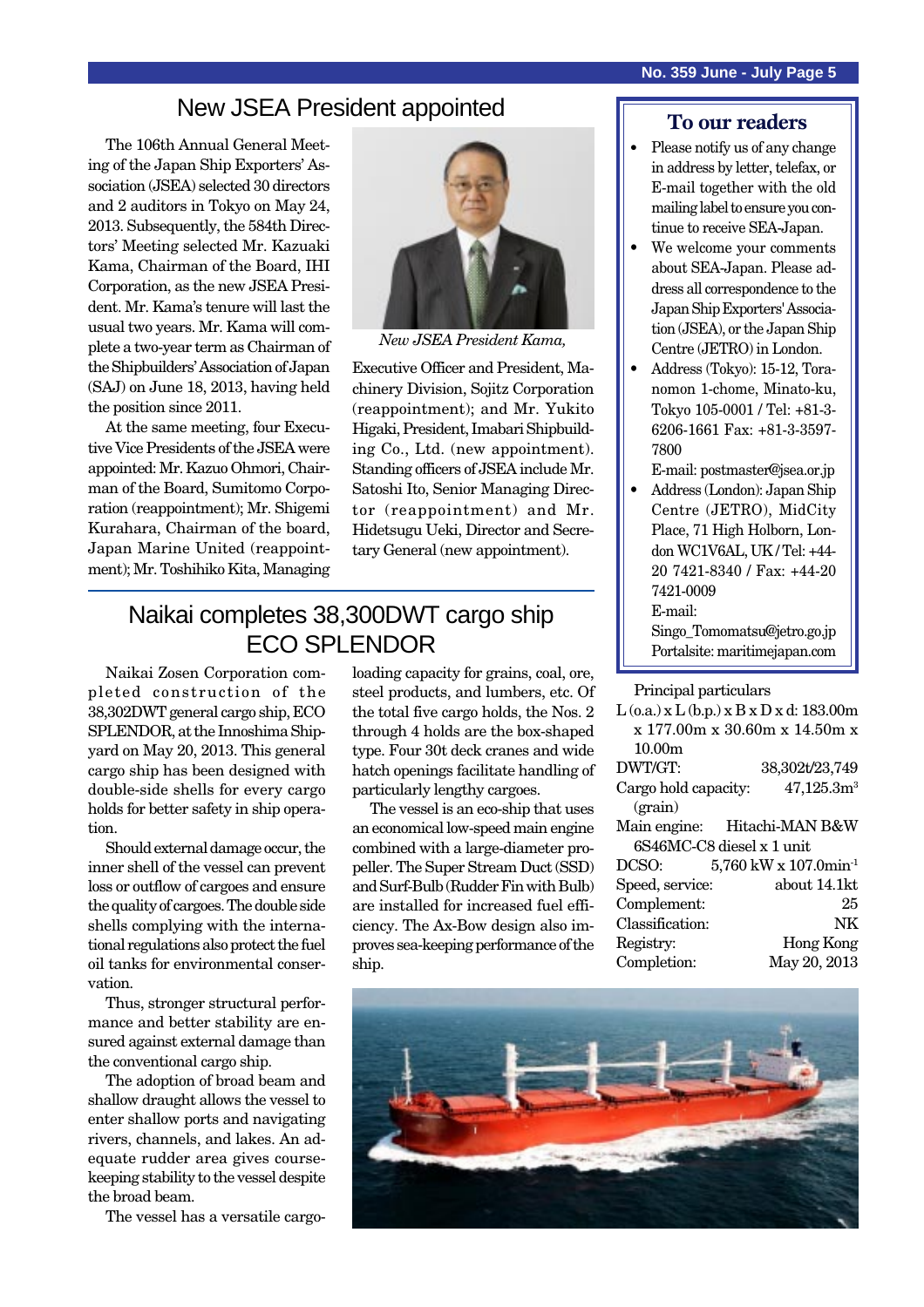# New JSEA President appointed

The 106th Annual General Meeting of the Japan Ship Exporters' Association (JSEA) selected 30 directors and 2 auditors in Tokyo on May 24, 2013. Subsequently, the 584th Directors' Meeting selected Mr. Kazuaki Kama, Chairman of the Board, IHI Corporation, as the new JSEA President. Mr. Kama's tenure will last the usual two years. Mr. Kama will complete a two-year term as Chairman of the Shipbuilders' Association of Japan (SAJ) on June 18, 2013, having held the position since 2011.

At the same meeting, four Executive Vice Presidents of the JSEA were appointed: Mr. Kazuo Ohmori, Chairman of the Board, Sumitomo Corporation (reappointment); Mr. Shigemi Kurahara, Chairman of the board, Japan Marine United (reappointment); Mr. Toshihiko Kita, Managing Executive Officer and President, Machinery Division, Sojitz Corporation (reappointment); and Mr. Yukito Higaki, President, Imabari Shipbuilding Co., Ltd. (new appointment). Standing officers of JSEA include Mr. Satoshi Ito, Senior Managing Director (reappointment) and Mr. Hidetsugu Ueki, Director and Secretary General (new appointment).

*New JSEA President Kama,*

## To our readers

- Please notify us of any change in address by letter, telefax, or E-mail together with the old mailing label to ensure you continue to receive SEA-Japan.
- We welcome your comments about SEA-Japan. Please address all correspondence to the Japan Ship Exporters' Association (JSEA), or the Japan Ship Centre (JETRO) in London.
- Address (Tokyo): 15-12, Toranomon 1-chome, Minato-ku, Tokyo 105-0001 / Tel: +81-3-6206-1661 Fax: +81-3-3597-7800
  E-mail: postmaster@jsea.or.jp
- Address (London): Japan Ship Centre (JETRO), MidCity Place, 71 High Holborn, London WC1V6AL, UK / Tel: +44-20 7421-8340 / Fax: +44-20 7421-0009
  E-mail: Singo_Tomomatsu@jetro.go.jp
  Portalsite: maritimejapan.com

# Naikai completes 38,300DWT cargo ship ECO SPLENDOR

Naikai Zosen Corporation completed construction of the 38,302DWT general cargo ship, ECO SPLENDOR, at the Innoshima Shipyard on May 20, 2013. This general cargo ship has been designed with double-side shells for every cargo hold for better safety in ship operation.

Should external damage occur, the inner shell of the vessel can prevent loss or outflow of cargoes and ensure the quality of cargoes. The double side shells complying with the international regulations also protect the fuel oil tanks for environmental conservation.

Thus, stronger structural performance and better stability are ensured against external damage than the conventional cargo ship.

The adoption of broad beam and shallow draught allows the vessel to enter shallow ports and navigating rivers, channels, and lakes. An adequate rudder area gives course-keeping stability to the vessel despite the broad beam.

The vessel has a versatile cargo-loading capacity for grains, coal, ore, steel products, and lumbers, etc. Of the total five cargo holds, the Nos. 2 through 4 holds are the box-shaped type. Four 30t deck cranes and wide hatch openings facilitate handling of particularly lengthy cargoes.

The vessel is an eco-ship that uses an economical low-speed main engine combined with a large-diameter propeller. The Super Stream Duct (SSD) and Surf-Bulb (Rudder Fin with Bulb) are installed for increased fuel efficiency. The Ax-Bow design also improves sea-keeping performance of the ship.

Principal particulars

L (o.a.) x L (b.p.) x B x D x d: 183.00m x 177.00m x 30.60m x 14.50m x 10.00m

| | |
|---|---|
| DWT/GT: | 38,302t/23,749 |
| Cargo hold capacity: (grain) | 47,125.3m$^3$ |
| Main engine: | Hitachi-MAN B&W 6S46MC-C8 diesel x 1 unit |
| DCSO: | 5,760 kW x 107.0min$^{-1}$ |
| Speed, service: | about 14.1kt |
| Complement: | 25 |
| Classification: | NK |
| Registry: | Hong Kong |
| Completion: | May 20, 2013 |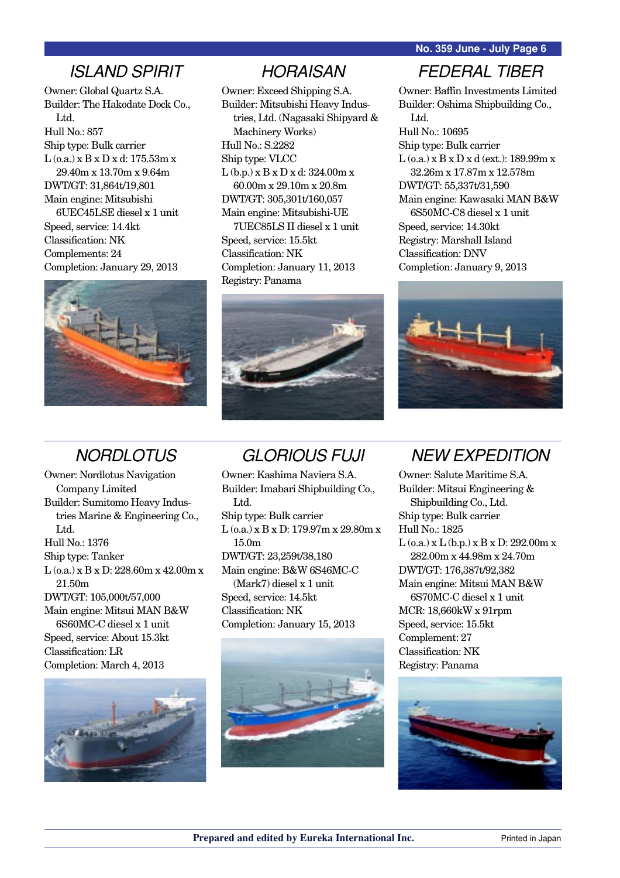## ISLAND SPIRIT

Owner: Global Quartz S.A.
Builder: The Hakodate Dock Co., Ltd.
Hull No.: 857
Ship type: Bulk carrier
L (o.a.) x B x D x d: 175.53m x 29.40m x 13.70m x 9.64m
DWT/GT: 31,864t/19,801
Main engine: Mitsubishi 6UEC45LSE diesel x 1 unit
Speed, service: 14.4kt
Classification: NK
Complements: 24
Completion: January 29, 2013

## HORAISAN

Owner: Exceed Shipping S.A.
Builder: Mitsubishi Heavy Industries, Ltd. (Nagasaki Shipyard & Machinery Works)
Hull No.: S.2282
Ship type: VLCC
L (b.p.) x B x D x d: 324.00m x 60.00m x 29.10m x 20.8m
DWT/GT: 305,301t/160,057
Main engine: Mitsubishi-UE 7UEC85LS II diesel x 1 unit
Speed, service: 15.5kt
Classification: NK
Completion: January 11, 2013
Registry: Panama

## FEDERAL TIBER

Owner: Baffin Investments Limited
Builder: Oshima Shipbuilding Co., Ltd.
Hull No.: 10695
Ship type: Bulk carrier
L (o.a.) x B x D x d (ext.): 189.99m x 32.26m x 17.87m x 12.578m
DWT/GT: 55,337t/31,590
Main engine: Kawasaki MAN B&W 6S50MC-C8 diesel x 1 unit
Speed, service: 14.30kt
Registry: Marshall Island
Classification: DNV
Completion: January 9, 2013

## NORDLOTUS

Owner: Nordlotus Navigation Company Limited
Builder: Sumitomo Heavy Industries Marine & Engineering Co., Ltd.
Hull No.: 1376
Ship type: Tanker
L (o.a.) x B x D: 228.60m x 42.00m x 21.50m
DWT/GT: 105,000t/57,000
Main engine: Mitsui MAN B&W 6S60MC-C diesel x 1 unit
Speed, service: About 15.3kt
Classification: LR
Completion: March 4, 2013

## GLORIOUS FUJI

Owner: Kashima Naviera S.A.
Builder: Imabari Shipbuilding Co., Ltd.
Ship type: Bulk carrier
L (o.a.) x B x D: 179.97m x 29.80m x 15.0m
DWT/GT: 23,259t/38,180
Main engine: B&W 6S46MC-C (Mark7) diesel x 1 unit
Speed, service: 14.5kt
Classification: NK
Completion: January 15, 2013

## NEW EXPEDITION

Owner: Salute Maritime S.A.
Builder: Mitsui Engineering & Shipbuilding Co., Ltd.
Ship type: Bulk carrier
Hull No.: 1825
L (o.a.) x L (b.p.) x B x D: 292.00m x 282.00m x 44.98m x 24.70m
DWT/GT: 176,387t/92,382
Main engine: Mitsui MAN B&W 6S70MC-C diesel x 1 unit
MCR: 18,660kW x 91rpm
Speed, service: 15.5kt
Complement: 27
Classification: NK
Registry: Panama

**Prepared and edited by Eureka International Inc.**

Printed in Japan